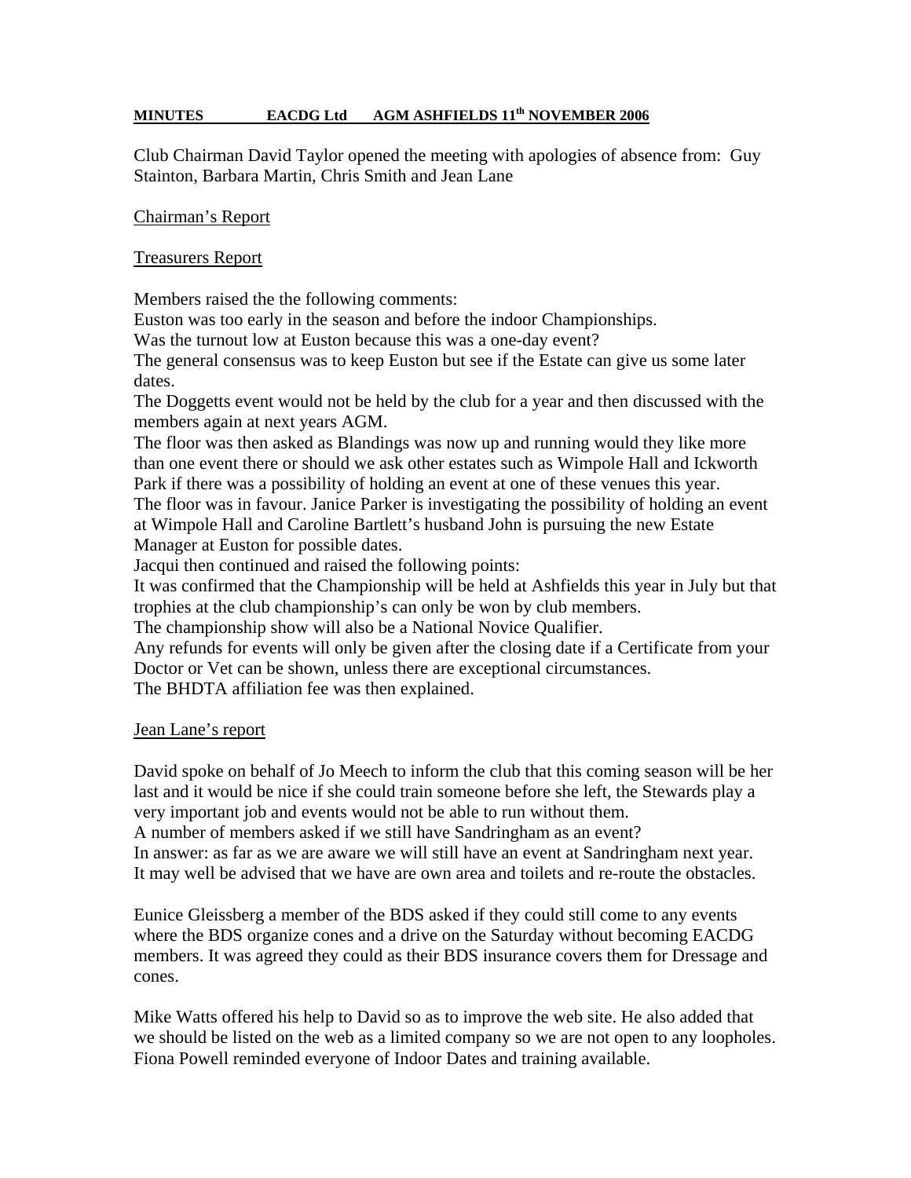**MINUTES EACDG Ltd AGM ASHFIELDS 11th NOVEMBER 2006**

Club Chairman David Taylor opened the meeting with apologies of absence from: Guy Stainton, Barbara Martin, Chris Smith and Jean Lane

Chairman's Report

Treasurers Report

Members raised the the following comments:
Euston was too early in the season and before the indoor Championships.
Was the turnout low at Euston because this was a one-day event?
The general consensus was to keep Euston but see if the Estate can give us some later dates.
The Doggetts event would not be held by the club for a year and then discussed with the members again at next years AGM.
The floor was then asked as Blandings was now up and running would they like more than one event there or should we ask other estates such as Wimpole Hall and Ickworth Park if there was a possibility of holding an event at one of these venues this year.
The floor was in favour. Janice Parker is investigating the possibility of holding an event at Wimpole Hall and Caroline Bartlett's husband John is pursuing the new Estate Manager at Euston for possible dates.
Jacqui then continued and raised the following points:
It was confirmed that the Championship will be held at Ashfields this year in July but that trophies at the club championship's can only be won by club members.
The championship show will also be a National Novice Qualifier.
Any refunds for events will only be given after the closing date if a Certificate from your Doctor or Vet can be shown, unless there are exceptional circumstances.
The BHDTA affiliation fee was then explained.

Jean Lane's report

David spoke on behalf of Jo Meech to inform the club that this coming season will be her last and it would be nice if she could train someone before she left, the Stewards play a very important job and events would not be able to run without them.
A number of members asked if we still have Sandringham as an event?
In answer: as far as we are aware we will still have an event at Sandringham next year.
It may well be advised that we have are own area and toilets and re-route the obstacles.

Eunice Gleissberg a member of the BDS asked if they could still come to any events where the BDS organize cones and a drive on the Saturday without becoming EACDG members. It was agreed they could as their BDS insurance covers them for Dressage and cones.

Mike Watts offered his help to David so as to improve the web site. He also added that we should be listed on the web as a limited company so we are not open to any loopholes.
Fiona Powell reminded everyone of Indoor Dates and training available.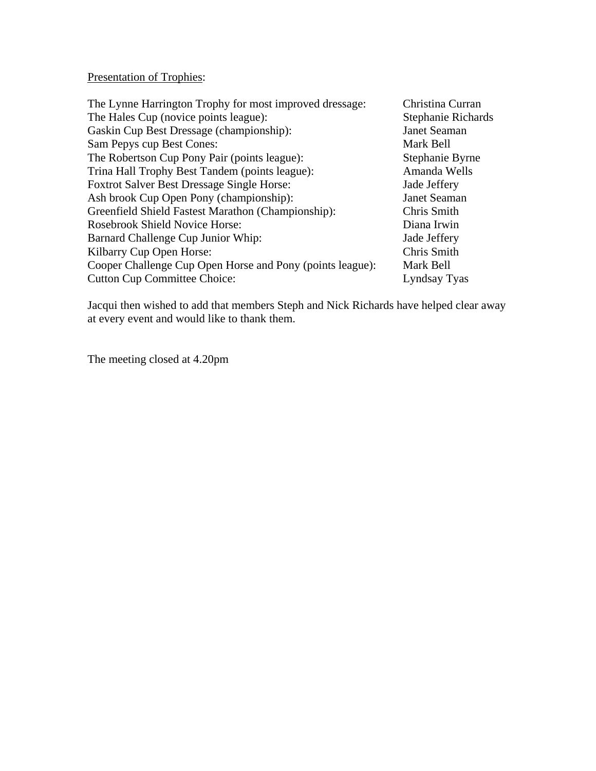<u>Presentation of Trophies</u>:

| | |
|---|---|
| The Lynne Harrington Trophy for most improved dressage: | Christina Curran |
| The Hales Cup (novice points league): | Stephanie Richards |
| Gaskin Cup Best Dressage (championship): | Janet Seaman |
| Sam Pepys cup Best Cones: | Mark Bell |
| The Robertson Cup Pony Pair (points league): | Stephanie Byrne |
| Trina Hall Trophy Best Tandem (points league): | Amanda Wells |
| Foxtrot Salver Best Dressage Single Horse: | Jade Jeffery |
| Ash brook Cup Open Pony (championship): | Janet Seaman |
| Greenfield Shield Fastest Marathon (Championship): | Chris Smith |
| Rosebrook Shield Novice Horse: | Diana Irwin |
| Barnard Challenge Cup Junior Whip: | Jade Jeffery |
| Kilbarry Cup Open Horse: | Chris Smith |
| Cooper Challenge Cup Open Horse and Pony (points league): | Mark Bell |
| Cutton Cup Committee Choice: | Lyndsay Tyas |

Jacqui then wished to add that members Steph and Nick Richards have helped clear away at every event and would like to thank them.

The meeting closed at 4.20pm